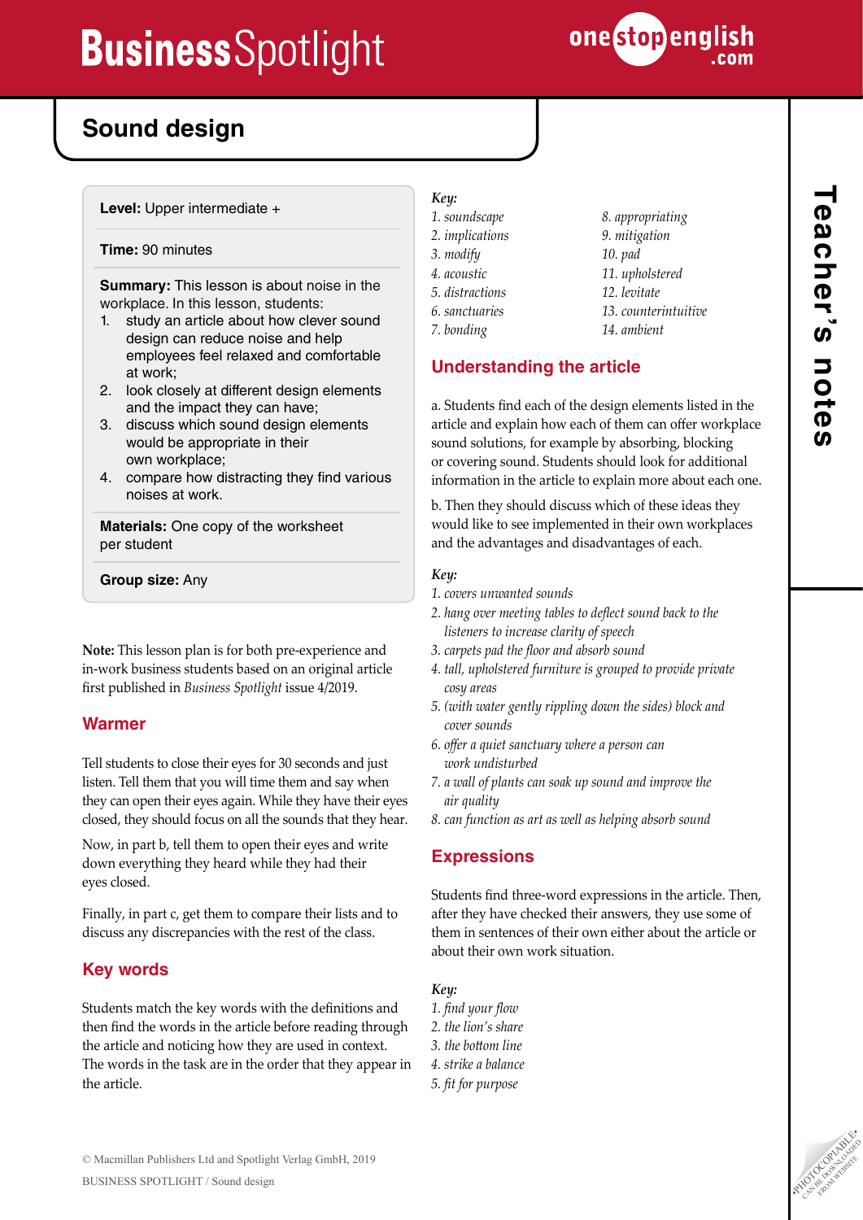# Sound design

**Level:** Upper intermediate +

**Time:** 90 minutes

**Summary:** This lesson is about noise in the workplace. In this lesson, students:

1. study an article about how clever sound design can reduce noise and help employees feel relaxed and comfortable at work;
2. look closely at different design elements and the impact they can have;
3. discuss which sound design elements would be appropriate in their own workplace;
4. compare how distracting they find various noises at work.

**Materials:** One copy of the worksheet per student

**Group size:** Any

**Note:** This lesson plan is for both pre-experience and in-work business students based on an original article first published in *Business Spotlight* issue 4/2019.

## Warmer

Tell students to close their eyes for 30 seconds and just listen. Tell them that you will time them and say when they can open their eyes again. While they have their eyes closed, they should focus on all the sounds that they hear.

Now, in part b, tell them to open their eyes and write down everything they heard while they had their eyes closed.

Finally, in part c, get them to compare their lists and to discuss any discrepancies with the rest of the class.

## Key words

Students match the key words with the definitions and then find the words in the article before reading through the article and noticing how they are used in context. The words in the task are in the order that they appear in the article.

*Key:*

*1. soundscape*
*2. implications*
*3. modify*
*4. acoustic*
*5. distractions*
*6. sanctuaries*
*7. bonding*
*8. appropriating*
*9. mitigation*
*10. pad*
*11. upholstered*
*12. levitate*
*13. counterintuitive*
*14. ambient*

## Understanding the article

a. Students find each of the design elements listed in the article and explain how each of them can offer workplace sound solutions, for example by absorbing, blocking or covering sound. Students should look for additional information in the article to explain more about each one.

b. Then they should discuss which of these ideas they would like to see implemented in their own workplaces and the advantages and disadvantages of each.

*Key:*

*1. covers unwanted sounds*
*2. hang over meeting tables to deflect sound back to the listeners to increase clarity of speech*
*3. carpets pad the floor and absorb sound*
*4. tall, upholstered furniture is grouped to provide private cosy areas*
*5. (with water gently rippling down the sides) block and cover sounds*
*6. offer a quiet sanctuary where a person can work undisturbed*
*7. a wall of plants can soak up sound and improve the air quality*
*8. can function as art as well as helping absorb sound*

## Expressions

Students find three-word expressions in the article. Then, after they have checked their answers, they use some of them in sentences of their own either about the article or about their own work situation.

*Key:*

*1. find your flow*
*2. the lion's share*
*3. the bottom line*
*4. strike a balance*
*5. fit for purpose*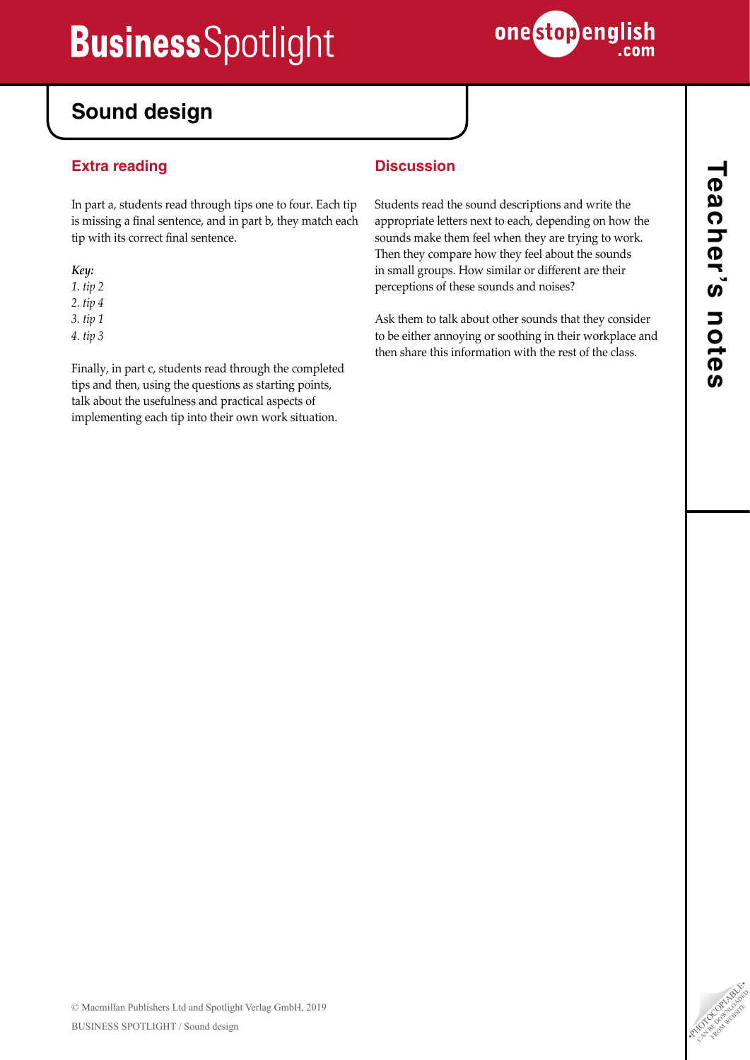# Sound design

## Extra reading

In part a, students read through tips one to four. Each tip is missing a final sentence, and in part b, they match each tip with its correct final sentence.

***Key:***

*1. tip 2*
*2. tip 4*
*3. tip 1*
*4. tip 3*

Finally, in part c, students read through the completed tips and then, using the questions as starting points, talk about the usefulness and practical aspects of implementing each tip into their own work situation.

## Discussion

Students read the sound descriptions and write the appropriate letters next to each, depending on how the sounds make them feel when they are trying to work. Then they compare how they feel about the sounds in small groups. How similar or different are their perceptions of these sounds and noises?

Ask them to talk about other sounds that they consider to be either annoying or soothing in their workplace and then share this information with the rest of the class.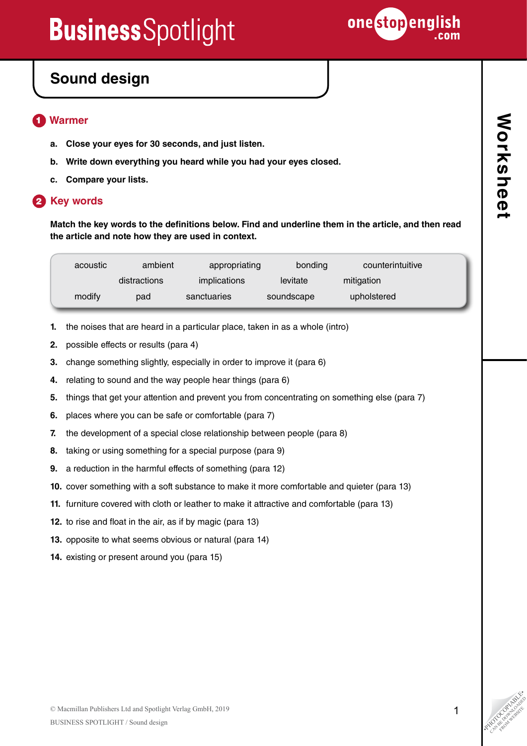# Sound design

## 1 Warmer

**a.** **Close your eyes for 30 seconds, and just listen.**

**b.** **Write down everything you heard while you had your eyes closed.**

**c.** **Compare your lists.**

## 2 Key words

**Match the key words to the definitions below. Find and underline them in the article, and then read the article and note how they are used in context.**

acoustic ambient appropriating bonding counterintuitive distractions implications levitate mitigation modify pad sanctuaries soundscape upholstered

1. the noises that are heard in a particular place, taken in as a whole (intro)
2. possible effects or results (para 4)
3. change something slightly, especially in order to improve it (para 6)
4. relating to sound and the way people hear things (para 6)
5. things that get your attention and prevent you from concentrating on something else (para 7)
6. places where you can be safe or comfortable (para 7)
7. the development of a special close relationship between people (para 8)
8. taking or using something for a special purpose (para 9)
9. a reduction in the harmful effects of something (para 12)
10. cover something with a soft substance to make it more comfortable and quieter (para 13)
11. furniture covered with cloth or leather to make it attractive and comfortable (para 13)
12. to rise and float in the air, as if by magic (para 13)
13. opposite to what seems obvious or natural (para 14)
14. existing or present around you (para 15)

© Macmillan Publishers Ltd and Spotlight Verlag GmbH, 2019
BUSINESS SPOTLIGHT / Sound design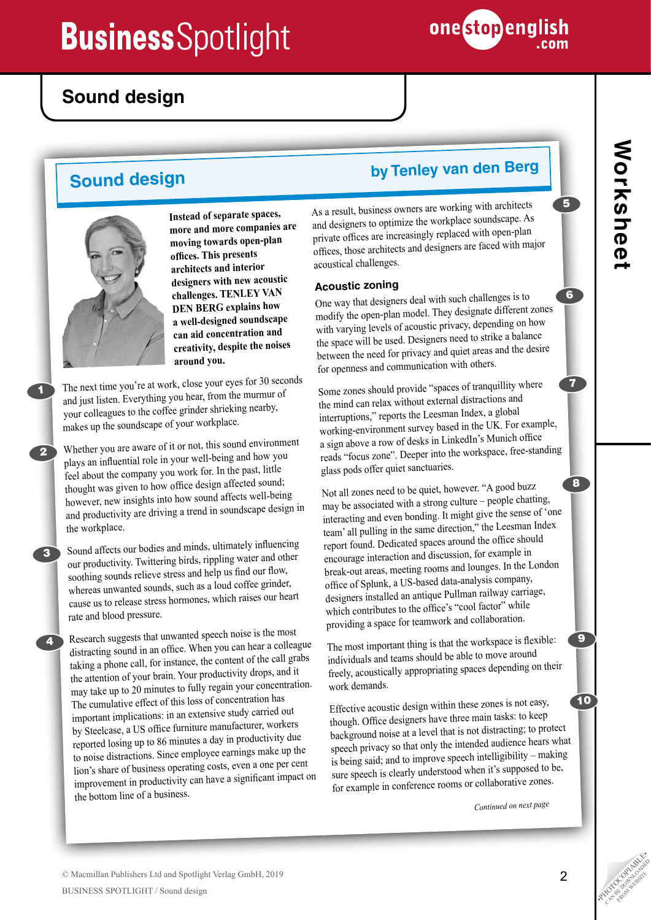# Sound design

## Sound design

by Tenley van den Berg

**Instead of separate spaces, more and more companies are moving towards open-plan offices. This presents architects and interior designers with new acoustic challenges. TENLEY VAN DEN BERG explains how a well-designed soundscape can aid concentration and creativity, despite the noises around you.**

1 The next time you're at work, close your eyes for 30 seconds and just listen. Everything you hear, from the murmur of your colleagues to the coffee grinder shrieking nearby, makes up the soundscape of your workplace.

2 Whether you are aware of it or not, this sound environment plays an influential role in your well-being and how you feel about the company you work for. In the past, little thought was given to how office design affected sound; however, new insights into how sound affects well-being and productivity are driving a trend in soundscape design in the workplace.

3 Sound affects our bodies and minds, ultimately influencing our productivity. Twittering birds, rippling water and other soothing sounds relieve stress and help us find our flow, whereas unwanted sounds, such as a loud coffee grinder, cause us to release stress hormones, which raises our heart rate and blood pressure.

4 Research suggests that unwanted speech noise is the most distracting sound in an office. When you can hear a colleague taking a phone call, for instance, the content of the call grabs the attention of your brain. Your productivity drops, and it may take up to 20 minutes to fully regain your concentration. The cumulative effect of this loss of concentration has important implications: in an extensive study carried out by Steelcase, a US office furniture manufacturer, workers reported losing up to 86 minutes a day in productivity due to noise distractions. Since employee earnings make up the lion's share of business operating costs, even a one per cent improvement in productivity can have a significant impact on the bottom line of a business.

5 As a result, business owners are working with architects and designers to optimize the workplace soundscape. As private offices are increasingly replaced with open-plan offices, those architects and designers are faced with major acoustical challenges.

### Acoustic zoning

6 One way that designers deal with such challenges is to modify the open-plan model. They designate different zones with varying levels of acoustic privacy, depending on how the space will be used. Designers need to strike a balance between the need for privacy and quiet areas and the desire for openness and communication with others.

7 Some zones should provide "spaces of tranquillity where the mind can relax without external distractions and interruptions," reports the Leesman Index, a global working-environment survey based in the UK. For example, a sign above a row of desks in LinkedIn's Munich office reads "focus zone". Deeper into the workspace, free-standing glass pods offer quiet sanctuaries.

8 Not all zones need to be quiet, however. "A good buzz may be associated with a strong culture – people chatting, interacting and even bonding. It might give the sense of 'one team' all pulling in the same direction," the Leesman Index report found. Dedicated spaces around the office should encourage interaction and discussion, for example in break-out areas, meeting rooms and lounges. In the London office of Splunk, a US-based data-analysis company, designers installed an antique Pullman railway carriage, which contributes to the office's "cool factor" while providing a space for teamwork and collaboration.

9 The most important thing is that the workspace is flexible: individuals and teams should be able to move around freely, acoustically appropriating spaces depending on their work demands.

10 Effective acoustic design within these zones is not easy, though. Office designers have three main tasks: to keep background noise at a level that is not distracting; to protect speech privacy so that only the intended audience hears what is being said; and to improve speech intelligibility – making sure speech is clearly understood when it's supposed to be, for example in conference rooms or collaborative zones.

*Continued on next page*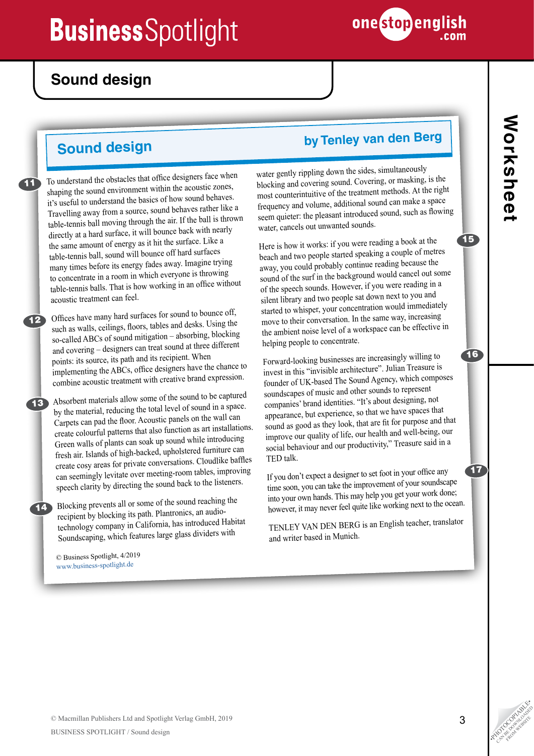# Sound design

## Sound design

by Tenley van den Berg

11 To understand the obstacles that office designers face when shaping the sound environment within the acoustic zones, it's useful to understand the basics of how sound behaves. Travelling away from a source, sound behaves rather like a table-tennis ball moving through the air. If the ball is thrown directly at a hard surface, it will bounce back with nearly the same amount of energy as it hit the surface. Like a table-tennis ball, sound will bounce off hard surfaces many times before its energy fades away. Imagine trying to concentrate in a room in which everyone is throwing table-tennis balls. That is how working in an office without acoustic treatment can feel.

12 Offices have many hard surfaces for sound to bounce off, such as walls, ceilings, floors, tables and desks. Using the so-called ABCs of sound mitigation – absorbing, blocking and covering – designers can treat sound at three different points: its source, its path and its recipient. When implementing the ABCs, office designers have the chance to combine acoustic treatment with creative brand expression.

13 Absorbent materials allow some of the sound to be captured by the material, reducing the total level of sound in a space. Carpets can pad the floor. Acoustic panels on the wall can create colourful patterns that also function as art installations. Green walls of plants can soak up sound while introducing fresh air. Islands of high-backed, upholstered furniture can create cosy areas for private conversations. Cloudlike baffles can seemingly levitate over meeting-room tables, improving speech clarity by directing the sound back to the listeners.

14 Blocking prevents all or some of the sound reaching the recipient by blocking its path. Plantronics, an audio-technology company in California, has introduced Habitat Soundscaping, which features large glass dividers with water gently rippling down the sides, simultaneously blocking and covering sound. Covering, or masking, is the most counterintuitive of the treatment methods. At the right frequency and volume, additional sound can make a space seem quieter: the pleasant introduced sound, such as flowing water, cancels out unwanted sounds.

15 Here is how it works: if you were reading a book at the beach and two people started speaking a couple of metres away, you could probably continue reading because the sound of the surf in the background would cancel out some of the speech sounds. However, if you were reading in a silent library and two people sat down next to you and started to whisper, your concentration would immediately move to their conversation. In the same way, increasing the ambient noise level of a workspace can be effective in helping people to concentrate.

16 Forward-looking businesses are increasingly willing to invest in this "invisible architecture". Julian Treasure is founder of UK-based The Sound Agency, which composes soundscapes of music and other sounds to represent companies' brand identities. "It's about designing, not appearance, but experience, so that we have spaces that sound as good as they look, that are fit for purpose and that improve our quality of life, our health and well-being, our social behaviour and our productivity," Treasure said in a TED talk.

17 If you don't expect a designer to set foot in your office any time soon, you can take the improvement of your soundscape into your own hands. This may help you get your work done; however, it may never feel quite like working next to the ocean.

TENLEY VAN DEN BERG is an English teacher, translator and writer based in Munich.

© Business Spotlight, 4/2019
www.business-spotlight.de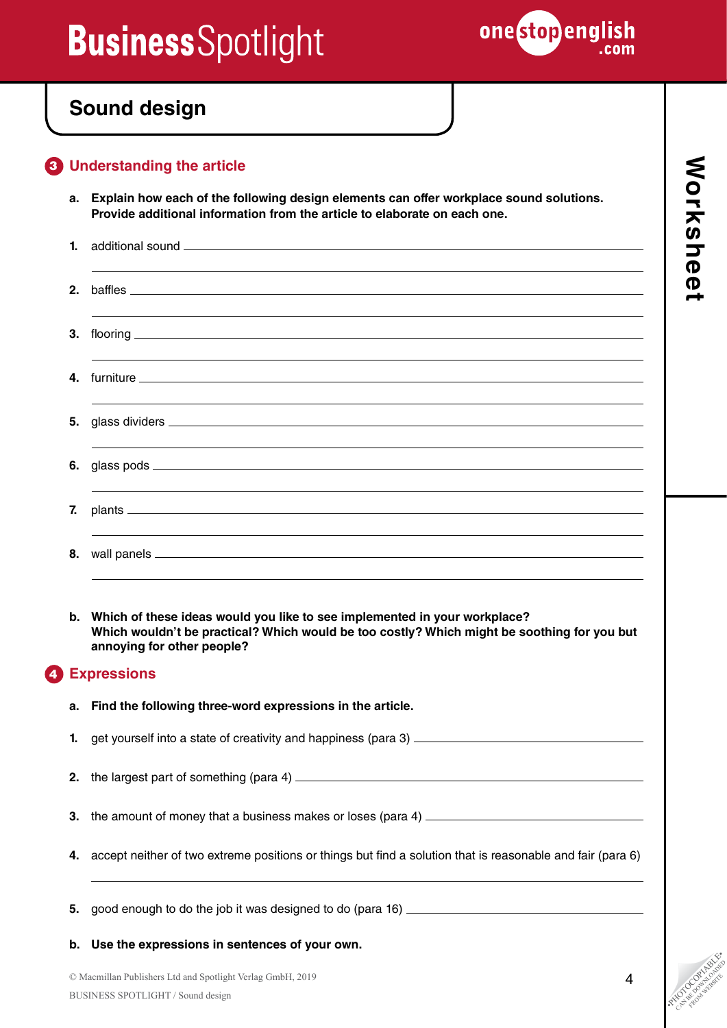## Sound design

### 3 Understanding the article

**a. Explain how each of the following design elements can offer workplace sound solutions. Provide additional information from the article to elaborate on each one.**

1. additional sound ______________________________
2. baffles ______________________________
3. flooring ______________________________
4. furniture ______________________________
5. glass dividers ______________________________
6. glass pods ______________________________
7. plants ______________________________
8. wall panels ______________________________

**b. Which of these ideas would you like to see implemented in your workplace? Which wouldn't be practical? Which would be too costly? Which might be soothing for you but annoying for other people?**

### 4 Expressions

**a. Find the following three-word expressions in the article.**

1. get yourself into a state of creativity and happiness (para 3) ______________________________
2. the largest part of something (para 4) ______________________________
3. the amount of money that a business makes or loses (para 4) ______________________________
4. accept neither of two extreme positions or things but find a solution that is reasonable and fair (para 6) ______________________________
5. good enough to do the job it was designed to do (para 16) ______________________________

**b. Use the expressions in sentences of your own.**

© Macmillan Publishers Ltd and Spotlight Verlag GmbH, 2019
BUSINESS SPOTLIGHT / Sound design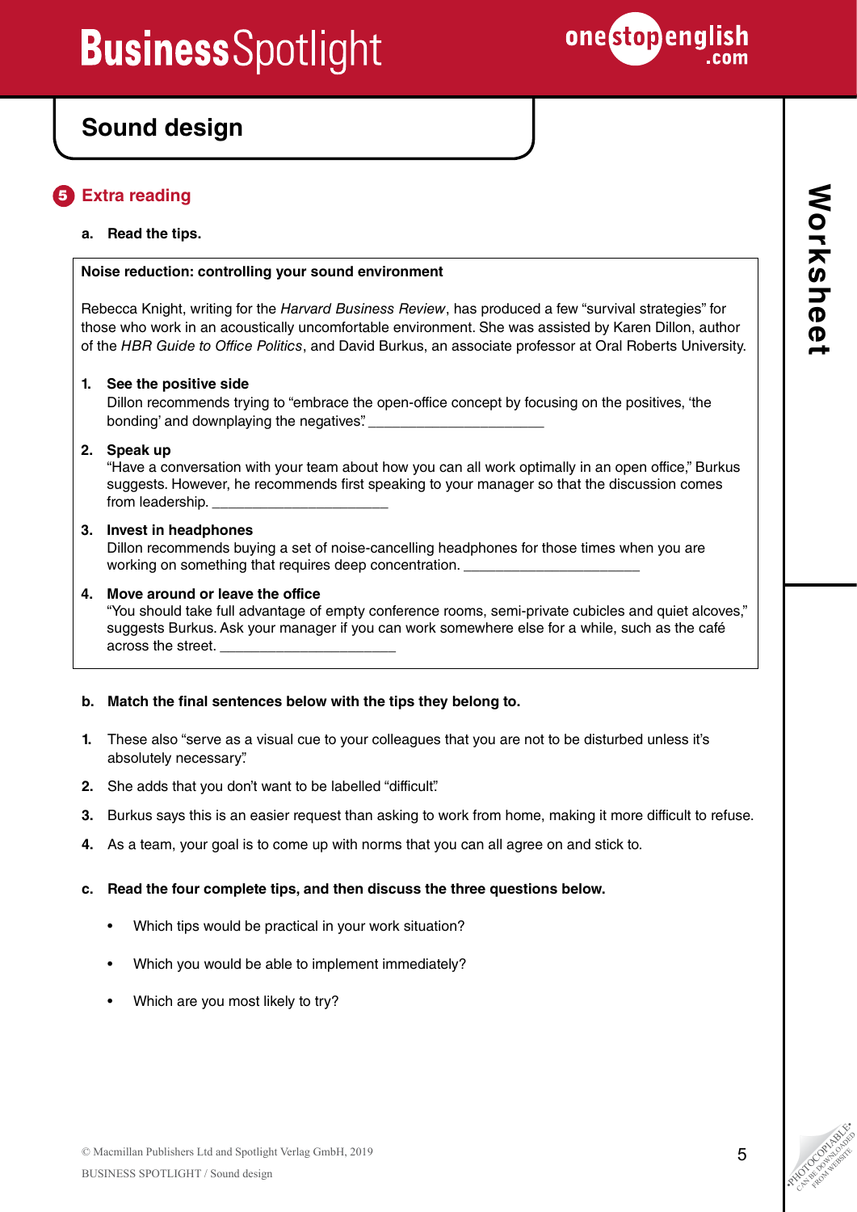# Sound design

## 5 Extra reading

**a. Read the tips.**

**Noise reduction: controlling your sound environment**

Rebecca Knight, writing for the *Harvard Business Review*, has produced a few "survival strategies" for those who work in an acoustically uncomfortable environment. She was assisted by Karen Dillon, author of the *HBR Guide to Office Politics*, and David Burkus, an associate professor at Oral Roberts University.

1. **See the positive side**
   Dillon recommends trying to "embrace the open-office concept by focusing on the positives, 'the bonding' and downplaying the negatives." ______________________

2. **Speak up**
   "Have a conversation with your team about how you can all work optimally in an open office," Burkus suggests. However, he recommends first speaking to your manager so that the discussion comes from leadership. ______________________

3. **Invest in headphones**
   Dillon recommends buying a set of noise-cancelling headphones for those times when you are working on something that requires deep concentration. ______________________

4. **Move around or leave the office**
   "You should take full advantage of empty conference rooms, semi-private cubicles and quiet alcoves," suggests Burkus. Ask your manager if you can work somewhere else for a while, such as the café across the street. ______________________

**b. Match the final sentences below with the tips they belong to.**

1. These also "serve as a visual cue to your colleagues that you are not to be disturbed unless it's absolutely necessary."
2. She adds that you don't want to be labelled "difficult."
3. Burkus says this is an easier request than asking to work from home, making it more difficult to refuse.
4. As a team, your goal is to come up with norms that you can all agree on and stick to.

**c. Read the four complete tips, and then discuss the three questions below.**

- Which tips would be practical in your work situation?
- Which you would be able to implement immediately?
- Which are you most likely to try?

© Macmillan Publishers Ltd and Spotlight Verlag GmbH, 2019
BUSINESS SPOTLIGHT / Sound design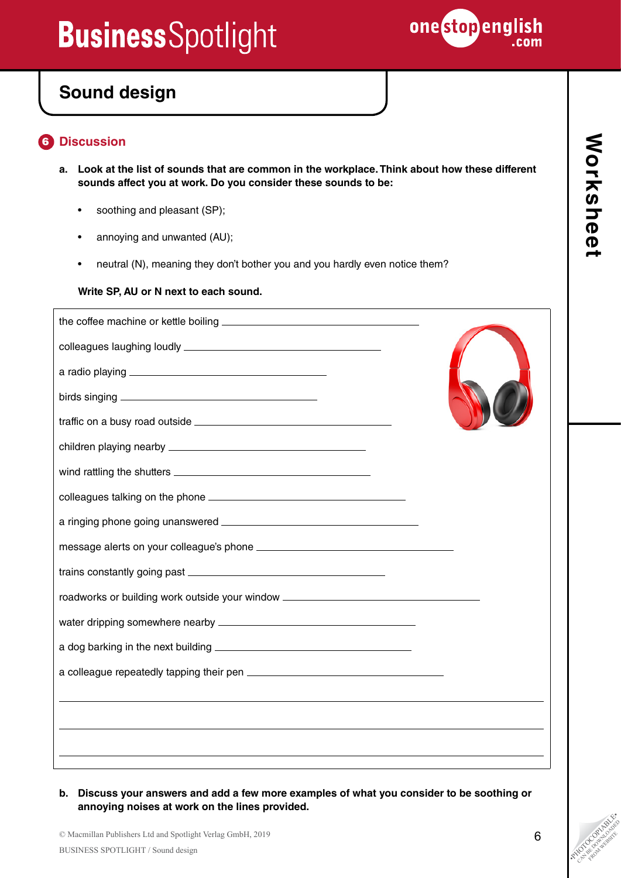# Business Spotlight

## Sound design

### 6 Discussion

**a. Look at the list of sounds that are common in the workplace. Think about how these different sounds affect you at work. Do you consider these sounds to be:**

- soothing and pleasant (SP);
- annoying and unwanted (AU);
- neutral (N), meaning they don't bother you and you hardly even notice them?

**Write SP, AU or N next to each sound.**

the coffee machine or kettle boiling ______________________

colleagues laughing loudly ______________________

a radio playing ______________________

birds singing ______________________

traffic on a busy road outside ______________________

children playing nearby ______________________

wind rattling the shutters ______________________

colleagues talking on the phone ______________________

a ringing phone going unanswered ______________________

message alerts on your colleague's phone ______________________

trains constantly going past ______________________

roadworks or building work outside your window ______________________

water dripping somewhere nearby ______________________

a dog barking in the next building ______________________

a colleague repeatedly tapping their pen ______________________

______________________________________________

______________________________________________

______________________________________________

**b. Discuss your answers and add a few more examples of what you consider to be soothing or annoying noises at work on the lines provided.**

© Macmillan Publishers Ltd and Spotlight Verlag GmbH, 2019

BUSINESS SPOTLIGHT / Sound design